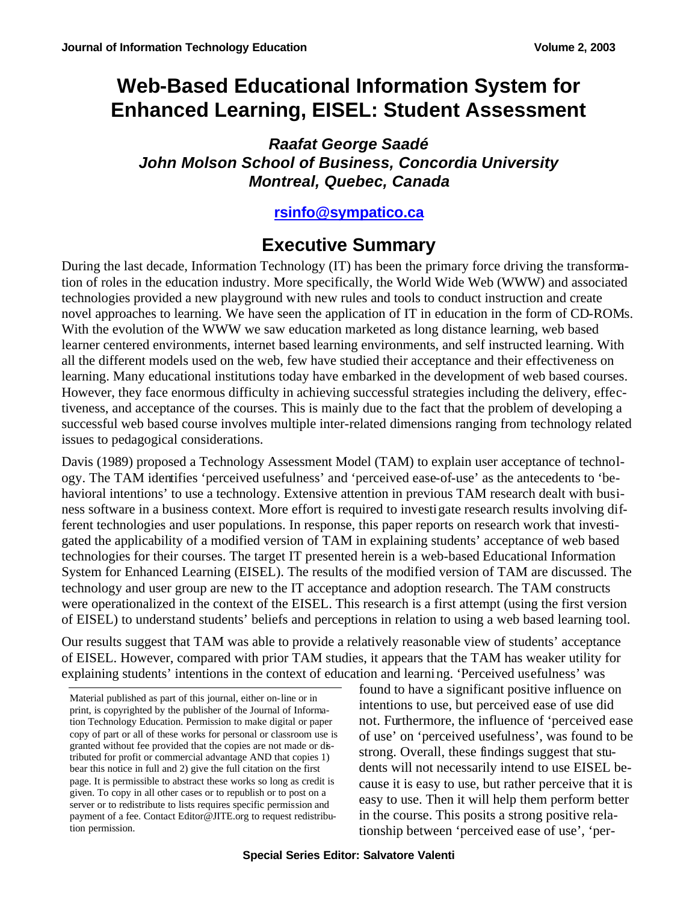# Web-Based Educational Information System for Enhanced Learning, EISEL: Student Assessment

***Raafat George Saadé***
***John Molson School of Business, Concordia University***
***Montreal, Quebec, Canada***

**rsinfo@sympatico.ca**

## Executive Summary

During the last decade, Information Technology (IT) has been the primary force driving the transformation of roles in the education industry. More specifically, the World Wide Web (WWW) and associated technologies provided a new playground with new rules and tools to conduct instruction and create novel approaches to learning. We have seen the application of IT in education in the form of CD-ROMs. With the evolution of the WWW we saw education marketed as long distance learning, web based learner centered environments, internet based learning environments, and self instructed learning. With all the different models used on the web, few have studied their acceptance and their effectiveness on learning. Many educational institutions today have embarked in the development of web based courses. However, they face enormous difficulty in achieving successful strategies including the delivery, effectiveness, and acceptance of the courses. This is mainly due to the fact that the problem of developing a successful web based course involves multiple inter-related dimensions ranging from technology related issues to pedagogical considerations.

Davis (1989) proposed a Technology Assessment Model (TAM) to explain user acceptance of technology. The TAM identifies 'perceived usefulness' and 'perceived ease-of-use' as the antecedents to 'behavioral intentions' to use a technology. Extensive attention in previous TAM research dealt with business software in a business context. More effort is required to investigate research results involving different technologies and user populations. In response, this paper reports on research work that investigated the applicability of a modified version of TAM in explaining students' acceptance of web based technologies for their courses. The target IT presented herein is a web-based Educational Information System for Enhanced Learning (EISEL). The results of the modified version of TAM are discussed. The technology and user group are new to the IT acceptance and adoption research. The TAM constructs were operationalized in the context of the EISEL. This research is a first attempt (using the first version of EISEL) to understand students' beliefs and perceptions in relation to using a web based learning tool.

Our results suggest that TAM was able to provide a relatively reasonable view of students' acceptance of EISEL. However, compared with prior TAM studies, it appears that the TAM has weaker utility for explaining students' intentions in the context of education and learning. 'Perceived usefulness' was found to have a significant positive influence on intentions to use, but perceived ease of use did not. Furthermore, the influence of 'perceived ease of use' on 'perceived usefulness', was found to be strong. Overall, these findings suggest that students will not necessarily intend to use EISEL because it is easy to use, but rather perceive that it is easy to use. Then it will help them perform better in the course. This posits a strong positive relationship between 'perceived ease of use', 'per-

Material published as part of this journal, either on-line or in print, is copyrighted by the publisher of the Journal of Information Technology Education. Permission to make digital or paper copy of part or all of these works for personal or classroom use is granted without fee provided that the copies are not made or distributed for profit or commercial advantage AND that copies 1) bear this notice in full and 2) give the full citation on the first page. It is permissible to abstract these works so long as credit is given. To copy in all other cases or to republish or to post on a server or to redistribute to lists requires specific permission and payment of a fee. Contact Editor@JITE.org to request redistribution permission.

**Special Series Editor: Salvatore Valenti**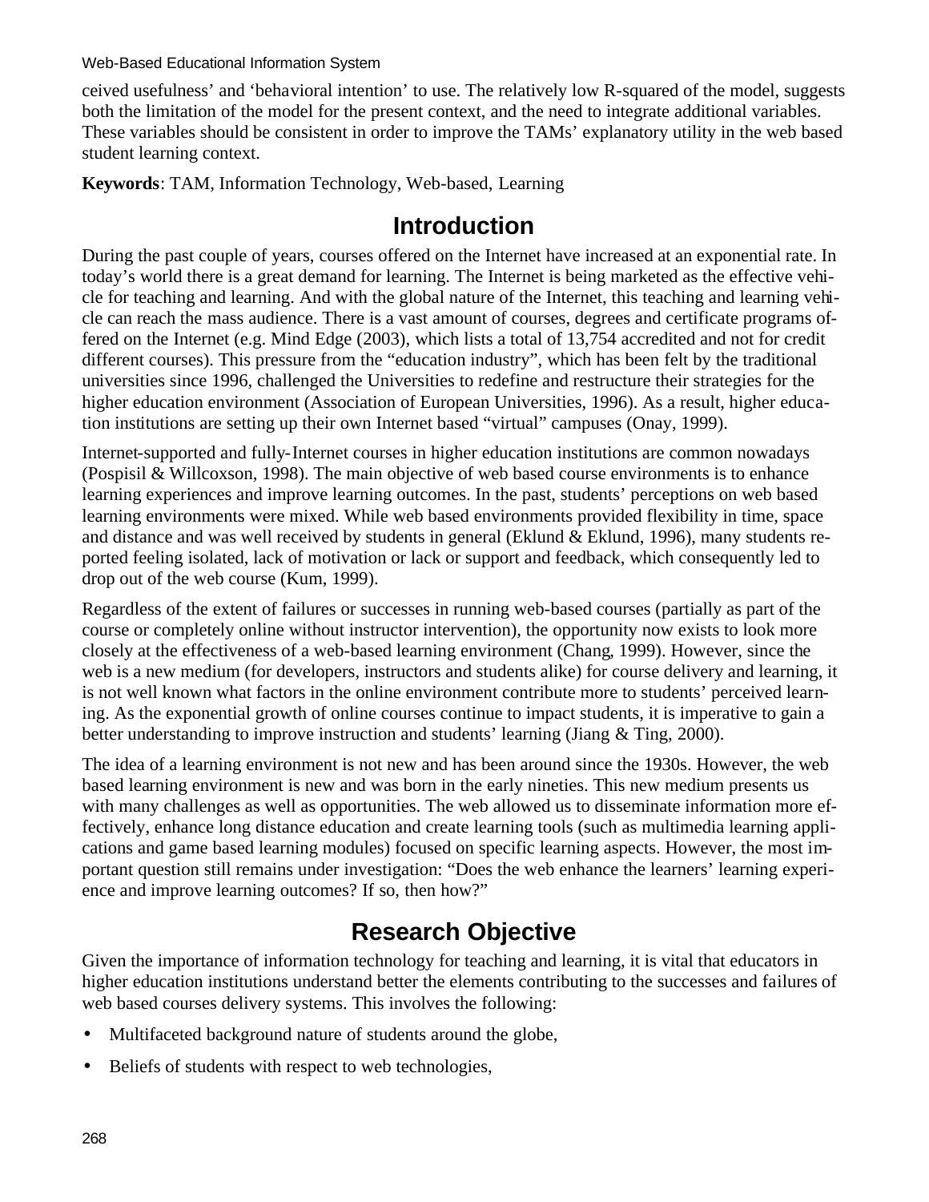ceived usefulness' and 'behavioral intention' to use. The relatively low R-squared of the model, suggests both the limitation of the model for the present context, and the need to integrate additional variables. These variables should be consistent in order to improve the TAMs' explanatory utility in the web based student learning context.

**Keywords**: TAM, Information Technology, Web-based, Learning

## Introduction

During the past couple of years, courses offered on the Internet have increased at an exponential rate. In today's world there is a great demand for learning. The Internet is being marketed as the effective vehicle for teaching and learning. And with the global nature of the Internet, this teaching and learning vehicle can reach the mass audience. There is a vast amount of courses, degrees and certificate programs offered on the Internet (e.g. Mind Edge (2003), which lists a total of 13,754 accredited and not for credit different courses). This pressure from the "education industry", which has been felt by the traditional universities since 1996, challenged the Universities to redefine and restructure their strategies for the higher education environment (Association of European Universities, 1996). As a result, higher education institutions are setting up their own Internet based "virtual" campuses (Onay, 1999).

Internet-supported and fully-Internet courses in higher education institutions are common nowadays (Pospisil & Willcoxson, 1998). The main objective of web based course environments is to enhance learning experiences and improve learning outcomes. In the past, students' perceptions on web based learning environments were mixed. While web based environments provided flexibility in time, space and distance and was well received by students in general (Eklund & Eklund, 1996), many students reported feeling isolated, lack of motivation or lack or support and feedback, which consequently led to drop out of the web course (Kum, 1999).

Regardless of the extent of failures or successes in running web-based courses (partially as part of the course or completely online without instructor intervention), the opportunity now exists to look more closely at the effectiveness of a web-based learning environment (Chang, 1999). However, since the web is a new medium (for developers, instructors and students alike) for course delivery and learning, it is not well known what factors in the online environment contribute more to students' perceived learning. As the exponential growth of online courses continue to impact students, it is imperative to gain a better understanding to improve instruction and students' learning (Jiang & Ting, 2000).

The idea of a learning environment is not new and has been around since the 1930s. However, the web based learning environment is new and was born in the early nineties. This new medium presents us with many challenges as well as opportunities. The web allowed us to disseminate information more effectively, enhance long distance education and create learning tools (such as multimedia learning applications and game based learning modules) focused on specific learning aspects. However, the most important question still remains under investigation: "Does the web enhance the learners' learning experience and improve learning outcomes? If so, then how?"

## Research Objective

Given the importance of information technology for teaching and learning, it is vital that educators in higher education institutions understand better the elements contributing to the successes and failures of web based courses delivery systems. This involves the following:

- Multifaceted background nature of students around the globe,
- Beliefs of students with respect to web technologies,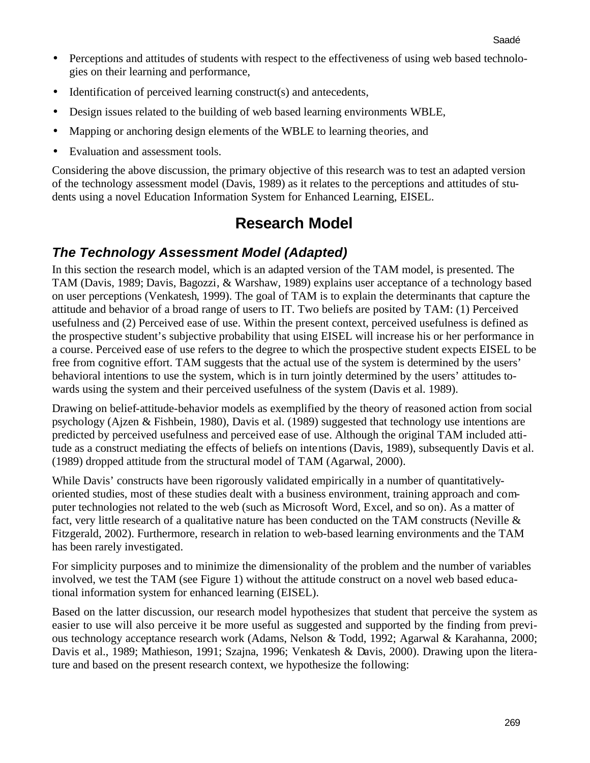- Perceptions and attitudes of students with respect to the effectiveness of using web based technologies on their learning and performance,
- Identification of perceived learning construct(s) and antecedents,
- Design issues related to the building of web based learning environments WBLE,
- Mapping or anchoring design elements of the WBLE to learning theories, and
- Evaluation and assessment tools.

Considering the above discussion, the primary objective of this research was to test an adapted version of the technology assessment model (Davis, 1989) as it relates to the perceptions and attitudes of students using a novel Education Information System for Enhanced Learning, EISEL.

# Research Model

## *The Technology Assessment Model (Adapted)*

In this section the research model, which is an adapted version of the TAM model, is presented. The TAM (Davis, 1989; Davis, Bagozzi, & Warshaw, 1989) explains user acceptance of a technology based on user perceptions (Venkatesh, 1999). The goal of TAM is to explain the determinants that capture the attitude and behavior of a broad range of users to IT. Two beliefs are posited by TAM: (1) Perceived usefulness and (2) Perceived ease of use. Within the present context, perceived usefulness is defined as the prospective student's subjective probability that using EISEL will increase his or her performance in a course. Perceived ease of use refers to the degree to which the prospective student expects EISEL to be free from cognitive effort. TAM suggests that the actual use of the system is determined by the users' behavioral intentions to use the system, which is in turn jointly determined by the users' attitudes towards using the system and their perceived usefulness of the system (Davis et al. 1989).

Drawing on belief-attitude-behavior models as exemplified by the theory of reasoned action from social psychology (Ajzen & Fishbein, 1980), Davis et al. (1989) suggested that technology use intentions are predicted by perceived usefulness and perceived ease of use. Although the original TAM included attitude as a construct mediating the effects of beliefs on intentions (Davis, 1989), subsequently Davis et al. (1989) dropped attitude from the structural model of TAM (Agarwal, 2000).

While Davis' constructs have been rigorously validated empirically in a number of quantitatively-oriented studies, most of these studies dealt with a business environment, training approach and computer technologies not related to the web (such as Microsoft Word, Excel, and so on). As a matter of fact, very little research of a qualitative nature has been conducted on the TAM constructs (Neville & Fitzgerald, 2002). Furthermore, research in relation to web-based learning environments and the TAM has been rarely investigated.

For simplicity purposes and to minimize the dimensionality of the problem and the number of variables involved, we test the TAM (see Figure 1) without the attitude construct on a novel web based educational information system for enhanced learning (EISEL).

Based on the latter discussion, our research model hypothesizes that student that perceive the system as easier to use will also perceive it be more useful as suggested and supported by the finding from previous technology acceptance research work (Adams, Nelson & Todd, 1992; Agarwal & Karahanna, 2000; Davis et al., 1989; Mathieson, 1991; Szajna, 1996; Venkatesh & Davis, 2000). Drawing upon the literature and based on the present research context, we hypothesize the following: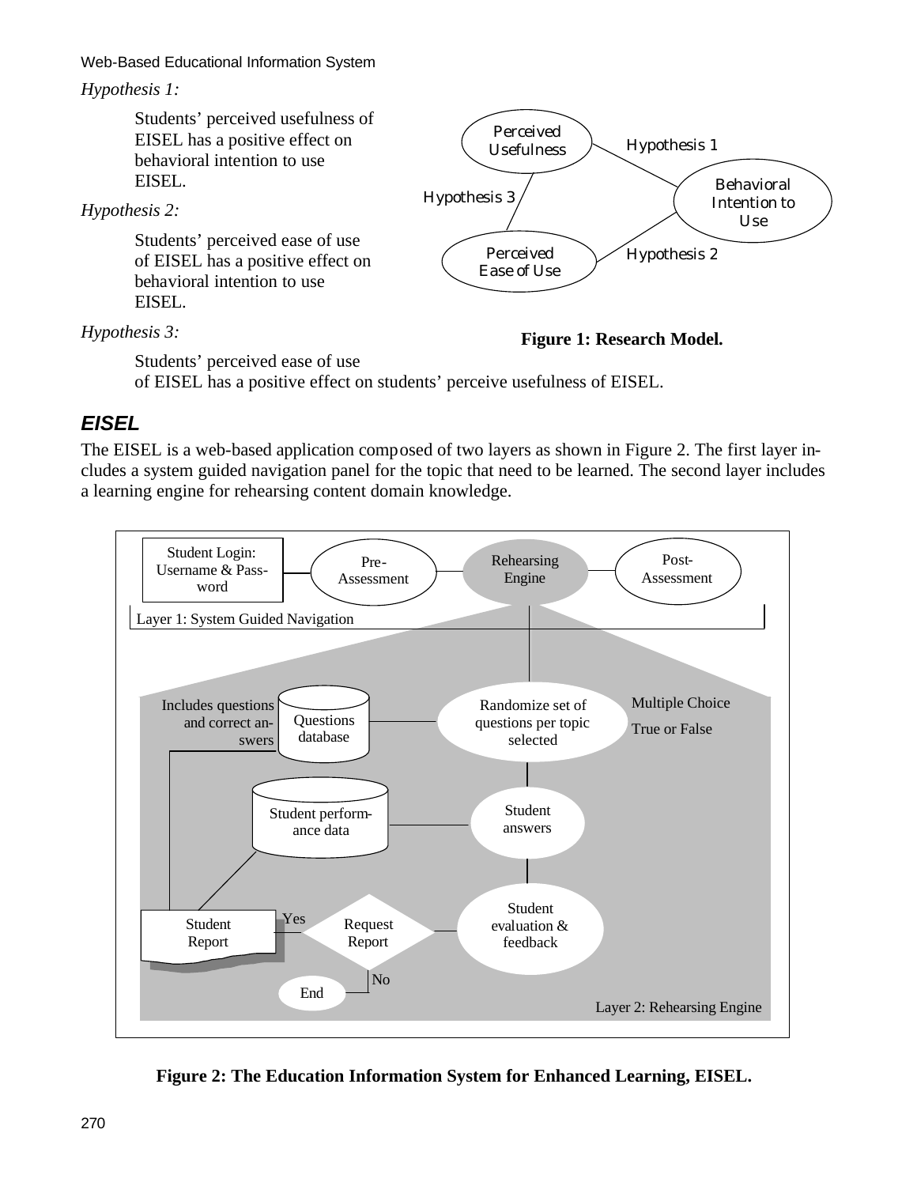*Hypothesis 1:*

Students' perceived usefulness of EISEL has a positive effect on behavioral intention to use EISEL.

*Hypothesis 2:*

Students' perceived ease of use of EISEL has a positive effect on behavioral intention to use EISEL.

*Hypothesis 3:*

Students' perceived ease of use of EISEL has a positive effect on students' perceive usefulness of EISEL.

**Figure 1: Research Model.**

## *EISEL*

The EISEL is a web-based application composed of two layers as shown in Figure 2. The first layer includes a system guided navigation panel for the topic that need to be learned. The second layer includes a learning engine for rehearsing content domain knowledge.

**Figure 2: The Education Information System for Enhanced Learning, EISEL.**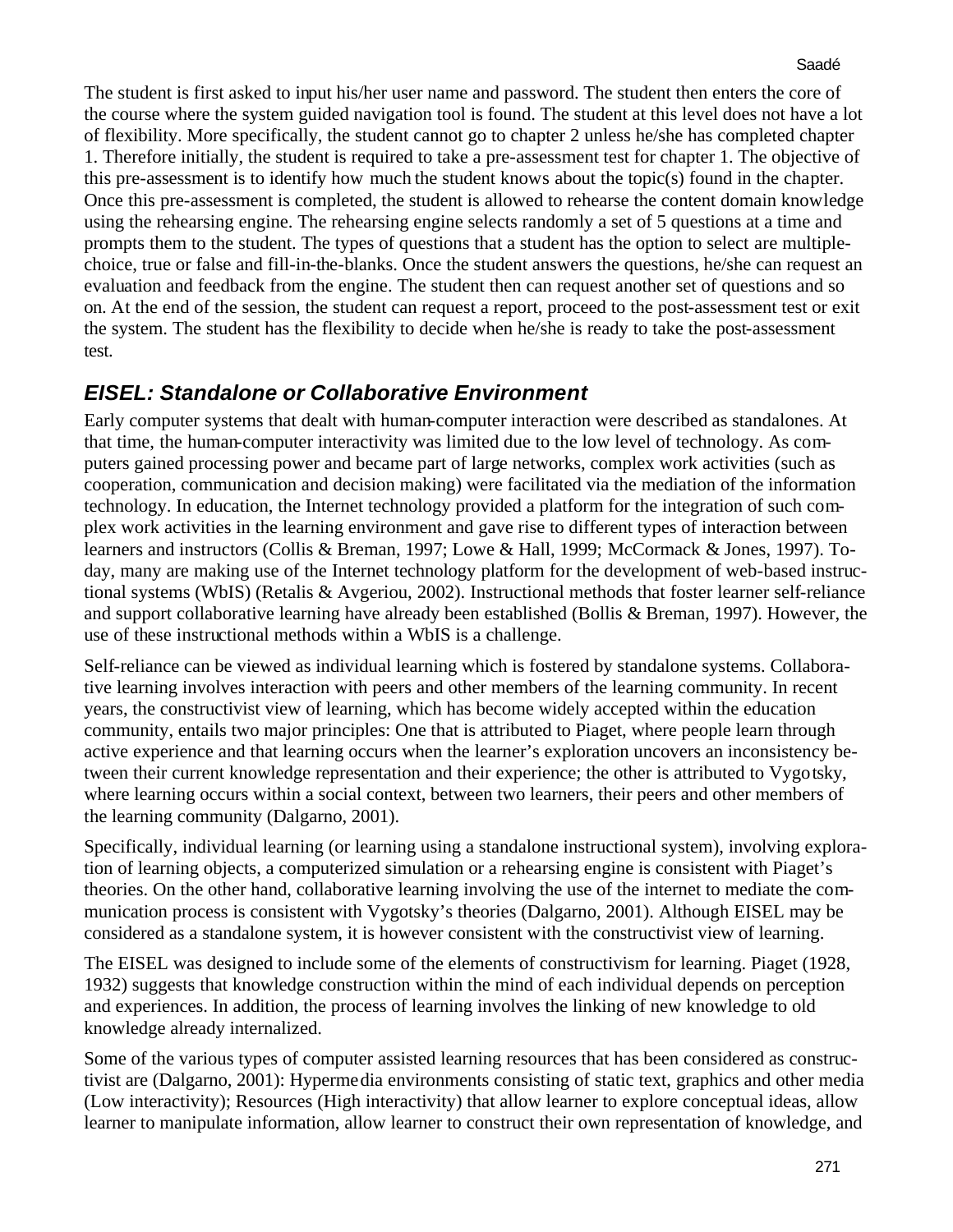The student is first asked to input his/her user name and password. The student then enters the core of the course where the system guided navigation tool is found. The student at this level does not have a lot of flexibility. More specifically, the student cannot go to chapter 2 unless he/she has completed chapter 1. Therefore initially, the student is required to take a pre-assessment test for chapter 1. The objective of this pre-assessment is to identify how much the student knows about the topic(s) found in the chapter. Once this pre-assessment is completed, the student is allowed to rehearse the content domain knowledge using the rehearsing engine. The rehearsing engine selects randomly a set of 5 questions at a time and prompts them to the student. The types of questions that a student has the option to select are multiple-choice, true or false and fill-in-the-blanks. Once the student answers the questions, he/she can request an evaluation and feedback from the engine. The student then can request another set of questions and so on. At the end of the session, the student can request a report, proceed to the post-assessment test or exit the system. The student has the flexibility to decide when he/she is ready to take the post-assessment test.

## EISEL: Standalone or Collaborative Environment

Early computer systems that dealt with human-computer interaction were described as standalones. At that time, the human-computer interactivity was limited due to the low level of technology. As computers gained processing power and became part of large networks, complex work activities (such as cooperation, communication and decision making) were facilitated via the mediation of the information technology. In education, the Internet technology provided a platform for the integration of such complex work activities in the learning environment and gave rise to different types of interaction between learners and instructors (Collis & Breman, 1997; Lowe & Hall, 1999; McCormack & Jones, 1997). Today, many are making use of the Internet technology platform for the development of web-based instructional systems (WbIS) (Retalis & Avgeriou, 2002). Instructional methods that foster learner self-reliance and support collaborative learning have already been established (Bollis & Breman, 1997). However, the use of these instructional methods within a WbIS is a challenge.

Self-reliance can be viewed as individual learning which is fostered by standalone systems. Collaborative learning involves interaction with peers and other members of the learning community. In recent years, the constructivist view of learning, which has become widely accepted within the education community, entails two major principles: One that is attributed to Piaget, where people learn through active experience and that learning occurs when the learner's exploration uncovers an inconsistency between their current knowledge representation and their experience; the other is attributed to Vygotsky, where learning occurs within a social context, between two learners, their peers and other members of the learning community (Dalgarno, 2001).

Specifically, individual learning (or learning using a standalone instructional system), involving exploration of learning objects, a computerized simulation or a rehearsing engine is consistent with Piaget's theories. On the other hand, collaborative learning involving the use of the internet to mediate the communication process is consistent with Vygotsky's theories (Dalgarno, 2001). Although EISEL may be considered as a standalone system, it is however consistent with the constructivist view of learning.

The EISEL was designed to include some of the elements of constructivism for learning. Piaget (1928, 1932) suggests that knowledge construction within the mind of each individual depends on perception and experiences. In addition, the process of learning involves the linking of new knowledge to old knowledge already internalized.

Some of the various types of computer assisted learning resources that has been considered as constructivist are (Dalgarno, 2001): Hypermedia environments consisting of static text, graphics and other media (Low interactivity); Resources (High interactivity) that allow learner to explore conceptual ideas, allow learner to manipulate information, allow learner to construct their own representation of knowledge, and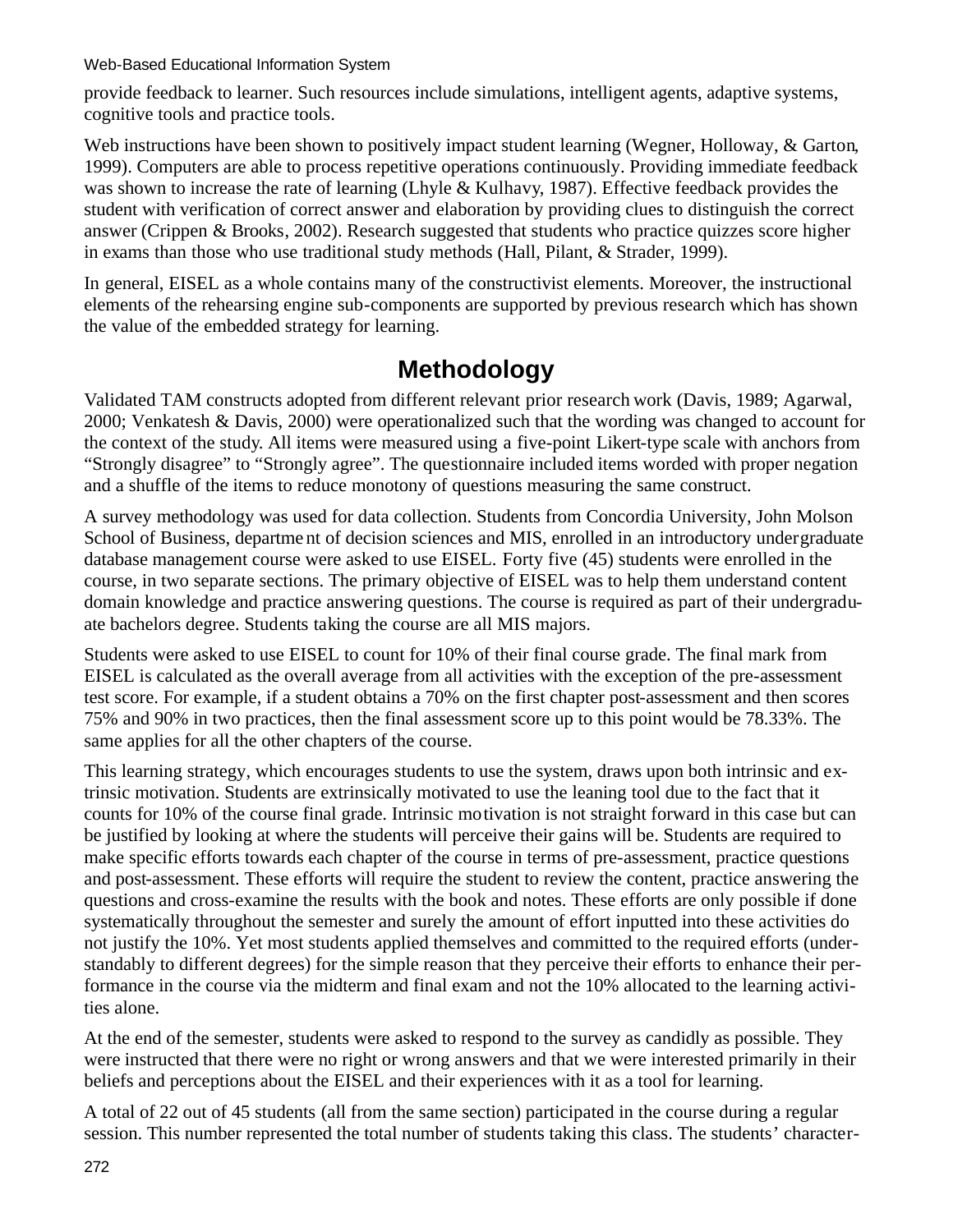provide feedback to learner. Such resources include simulations, intelligent agents, adaptive systems, cognitive tools and practice tools.

Web instructions have been shown to positively impact student learning (Wegner, Holloway, & Garton, 1999). Computers are able to process repetitive operations continuously. Providing immediate feedback was shown to increase the rate of learning (Lhyle & Kulhavy, 1987). Effective feedback provides the student with verification of correct answer and elaboration by providing clues to distinguish the correct answer (Crippen & Brooks, 2002). Research suggested that students who practice quizzes score higher in exams than those who use traditional study methods (Hall, Pilant, & Strader, 1999).

In general, EISEL as a whole contains many of the constructivist elements. Moreover, the instructional elements of the rehearsing engine sub-components are supported by previous research which has shown the value of the embedded strategy for learning.

## Methodology

Validated TAM constructs adopted from different relevant prior research work (Davis, 1989; Agarwal, 2000; Venkatesh & Davis, 2000) were operationalized such that the wording was changed to account for the context of the study. All items were measured using a five-point Likert-type scale with anchors from "Strongly disagree" to "Strongly agree". The questionnaire included items worded with proper negation and a shuffle of the items to reduce monotony of questions measuring the same construct.

A survey methodology was used for data collection. Students from Concordia University, John Molson School of Business, department of decision sciences and MIS, enrolled in an introductory undergraduate database management course were asked to use EISEL. Forty five (45) students were enrolled in the course, in two separate sections. The primary objective of EISEL was to help them understand content domain knowledge and practice answering questions. The course is required as part of their undergraduate bachelors degree. Students taking the course are all MIS majors.

Students were asked to use EISEL to count for 10% of their final course grade. The final mark from EISEL is calculated as the overall average from all activities with the exception of the pre-assessment test score. For example, if a student obtains a 70% on the first chapter post-assessment and then scores 75% and 90% in two practices, then the final assessment score up to this point would be 78.33%. The same applies for all the other chapters of the course.

This learning strategy, which encourages students to use the system, draws upon both intrinsic and extrinsic motivation. Students are extrinsically motivated to use the leaning tool due to the fact that it counts for 10% of the course final grade. Intrinsic motivation is not straight forward in this case but can be justified by looking at where the students will perceive their gains will be. Students are required to make specific efforts towards each chapter of the course in terms of pre-assessment, practice questions and post-assessment. These efforts will require the student to review the content, practice answering the questions and cross-examine the results with the book and notes. These efforts are only possible if done systematically throughout the semester and surely the amount of effort inputted into these activities do not justify the 10%. Yet most students applied themselves and committed to the required efforts (understandably to different degrees) for the simple reason that they perceive their efforts to enhance their performance in the course via the midterm and final exam and not the 10% allocated to the learning activities alone.

At the end of the semester, students were asked to respond to the survey as candidly as possible. They were instructed that there were no right or wrong answers and that we were interested primarily in their beliefs and perceptions about the EISEL and their experiences with it as a tool for learning.

A total of 22 out of 45 students (all from the same section) participated in the course during a regular session. This number represented the total number of students taking this class. The students' character-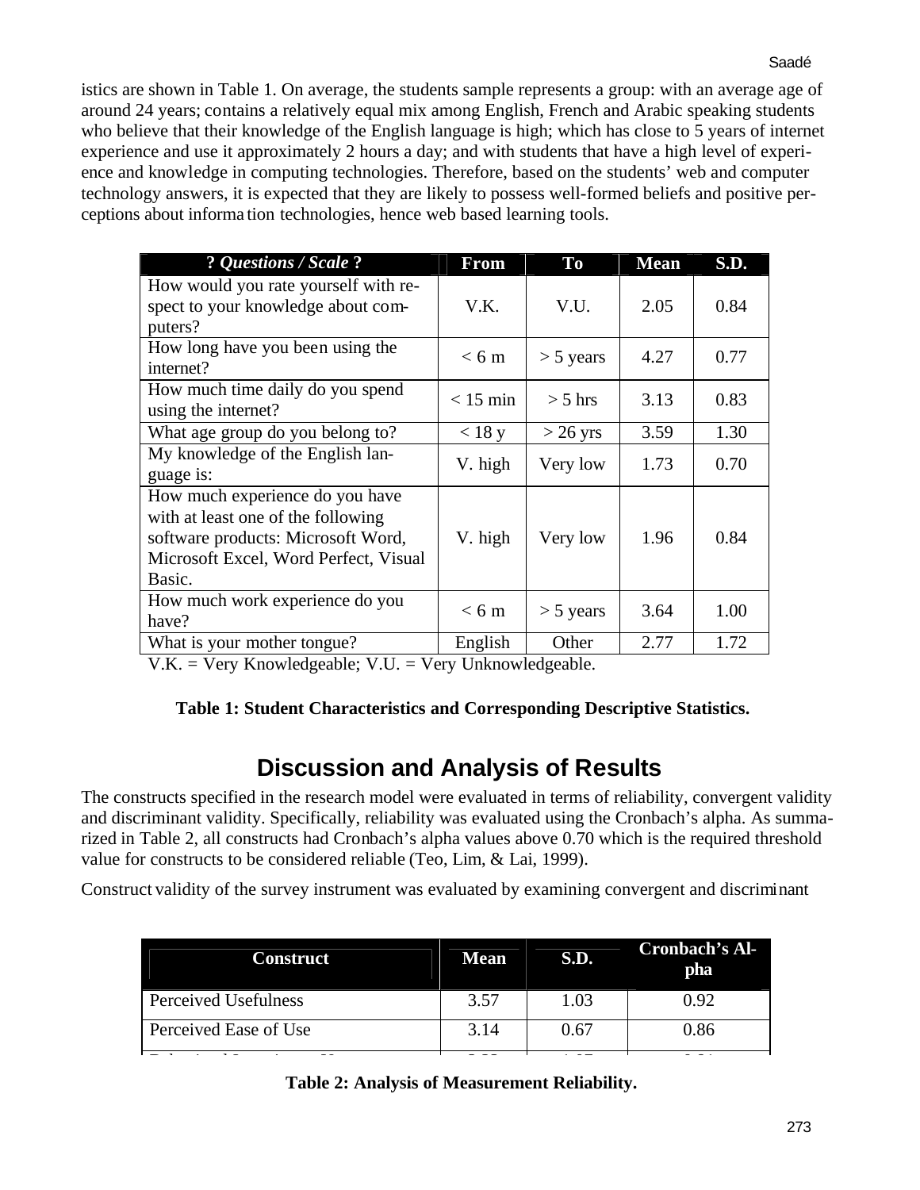istics are shown in Table 1. On average, the students sample represents a group: with an average age of around 24 years; contains a relatively equal mix among English, French and Arabic speaking students who believe that their knowledge of the English language is high; which has close to 5 years of internet experience and use it approximately 2 hours a day; and with students that have a high level of experience and knowledge in computing technologies. Therefore, based on the students' web and computer technology answers, it is expected that they are likely to possess well-formed beliefs and positive perceptions about information technologies, hence web based learning tools.

| ? *Questions / Scale* ? | From | To | Mean | S.D. |
|---|---|---|---|---|
| How would you rate yourself with respect to your knowledge about computers? | V.K. | V.U. | 2.05 | 0.84 |
| How long have you been using the internet? | < 6 m | > 5 years | 4.27 | 0.77 |
| How much time daily do you spend using the internet? | < 15 min | > 5 hrs | 3.13 | 0.83 |
| What age group do you belong to? | < 18 y | > 26 yrs | 3.59 | 1.30 |
| My knowledge of the English language is: | V. high | Very low | 1.73 | 0.70 |
| How much experience do you have with at least one of the following software products: Microsoft Word, Microsoft Excel, Word Perfect, Visual Basic. | V. high | Very low | 1.96 | 0.84 |
| How much work experience do you have? | < 6 m | > 5 years | 3.64 | 1.00 |
| What is your mother tongue? | English | Other | 2.77 | 1.72 |

V.K. = Very Knowledgeable; V.U. = Very Unknowledgeable.

**Table 1: Student Characteristics and Corresponding Descriptive Statistics.**

## Discussion and Analysis of Results

The constructs specified in the research model were evaluated in terms of reliability, convergent validity and discriminant validity. Specifically, reliability was evaluated using the Cronbach's alpha. As summarized in Table 2, all constructs had Cronbach's alpha values above 0.70 which is the required threshold value for constructs to be considered reliable (Teo, Lim, & Lai, 1999).

Construct validity of the survey instrument was evaluated by examining convergent and discriminant

| Construct | Mean | S.D. | Cronbach's Alpha |
|---|---|---|---|
| Perceived Usefulness | 3.57 | 1.03 | 0.92 |
| Perceived Ease of Use | 3.14 | 0.67 | 0.86 |

**Table 2: Analysis of Measurement Reliability.**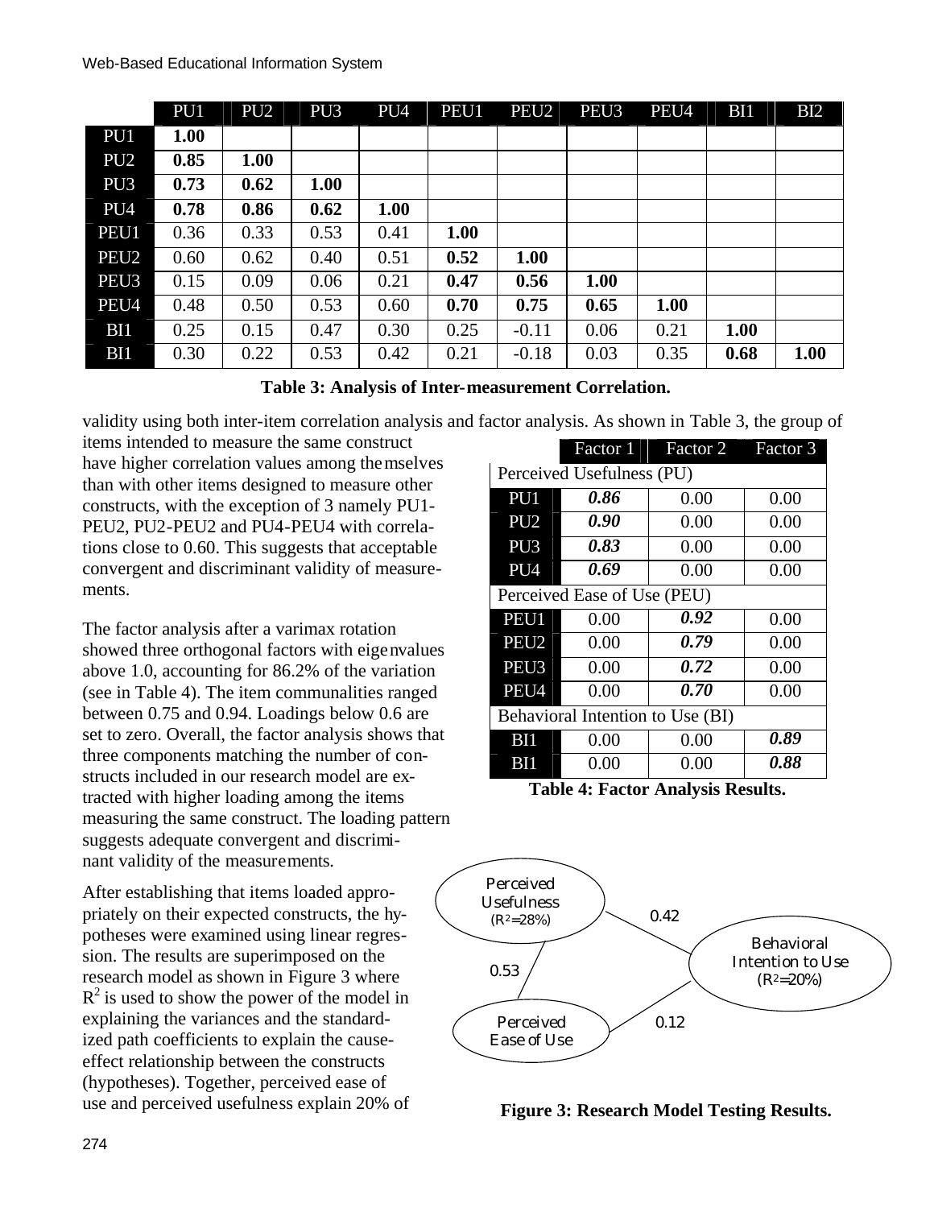|  | PU1 | PU2 | PU3 | PU4 | PEU1 | PEU2 | PEU3 | PEU4 | BI1 | BI2 |
|---|---|---|---|---|---|---|---|---|---|---|
| PU1 | **1.00** |  |  |  |  |  |  |  |  |  |
| PU2 | **0.85** | **1.00** |  |  |  |  |  |  |  |  |
| PU3 | **0.73** | **0.62** | **1.00** |  |  |  |  |  |  |  |
| PU4 | **0.78** | **0.86** | **0.62** | **1.00** |  |  |  |  |  |  |
| PEU1 | 0.36 | 0.33 | 0.53 | 0.41 | **1.00** |  |  |  |  |  |
| PEU2 | 0.60 | 0.62 | 0.40 | 0.51 | **0.52** | **1.00** |  |  |  |  |
| PEU3 | 0.15 | 0.09 | 0.06 | 0.21 | **0.47** | **0.56** | **1.00** |  |  |  |
| PEU4 | 0.48 | 0.50 | 0.53 | 0.60 | **0.70** | **0.75** | **0.65** | **1.00** |  |  |
| BI1 | 0.25 | 0.15 | 0.47 | 0.30 | 0.25 | -0.11 | 0.06 | 0.21 | **1.00** |  |
| BI1 | 0.30 | 0.22 | 0.53 | 0.42 | 0.21 | -0.18 | 0.03 | 0.35 | **0.68** | **1.00** |

**Table 3: Analysis of Inter-measurement Correlation.**

validity using both inter-item correlation analysis and factor analysis. As shown in Table 3, the group of items intended to measure the same construct have higher correlation values among themselves than with other items designed to measure other constructs, with the exception of 3 namely PU1-PEU2, PU2-PEU2 and PU4-PEU4 with correlations close to 0.60. This suggests that acceptable convergent and discriminant validity of measurements.

The factor analysis after a varimax rotation showed three orthogonal factors with eigenvalues above 1.0, accounting for 86.2% of the variation (see in Table 4). The item communalities ranged between 0.75 and 0.94. Loadings below 0.6 are set to zero. Overall, the factor analysis shows that three components matching the number of constructs included in our research model are extracted with higher loading among the items measuring the same construct. The loading pattern suggests adequate convergent and discriminant validity of the measurements.

|  | Factor 1 | Factor 2 | Factor 3 |
|---|---|---|---|
| Perceived Usefulness (PU) |  |  |  |
| PU1 | ***0.86*** | 0.00 | 0.00 |
| PU2 | ***0.90*** | 0.00 | 0.00 |
| PU3 | ***0.83*** | 0.00 | 0.00 |
| PU4 | ***0.69*** | 0.00 | 0.00 |
| Perceived Ease of Use (PEU) |  |  |  |
| PEU1 | 0.00 | ***0.92*** | 0.00 |
| PEU2 | 0.00 | ***0.79*** | 0.00 |
| PEU3 | 0.00 | ***0.72*** | 0.00 |
| PEU4 | 0.00 | ***0.70*** | 0.00 |
| Behavioral Intention to Use (BI) |  |  |  |
| BI1 | 0.00 | 0.00 | ***0.89*** |
| BI1 | 0.00 | 0.00 | ***0.88*** |

**Table 4: Factor Analysis Results.**

After establishing that items loaded appropriately on their expected constructs, the hypotheses were examined using linear regression. The results are superimposed on the research model as shown in Figure 3 where $R^2$ is used to show the power of the model in explaining the variances and the standardized path coefficients to explain the cause-effect relationship between the constructs (hypotheses). Together, perceived ease of use and perceived usefulness explain 20% of

Perceived Usefulness ($R^2$=28%) — 0.42 → Behavioral Intention to Use ($R^2$=20%)

Perceived Ease of Use — 0.53 → Perceived Usefulness

Perceived Ease of Use — 0.12 → Behavioral Intention to Use

**Figure 3: Research Model Testing Results.**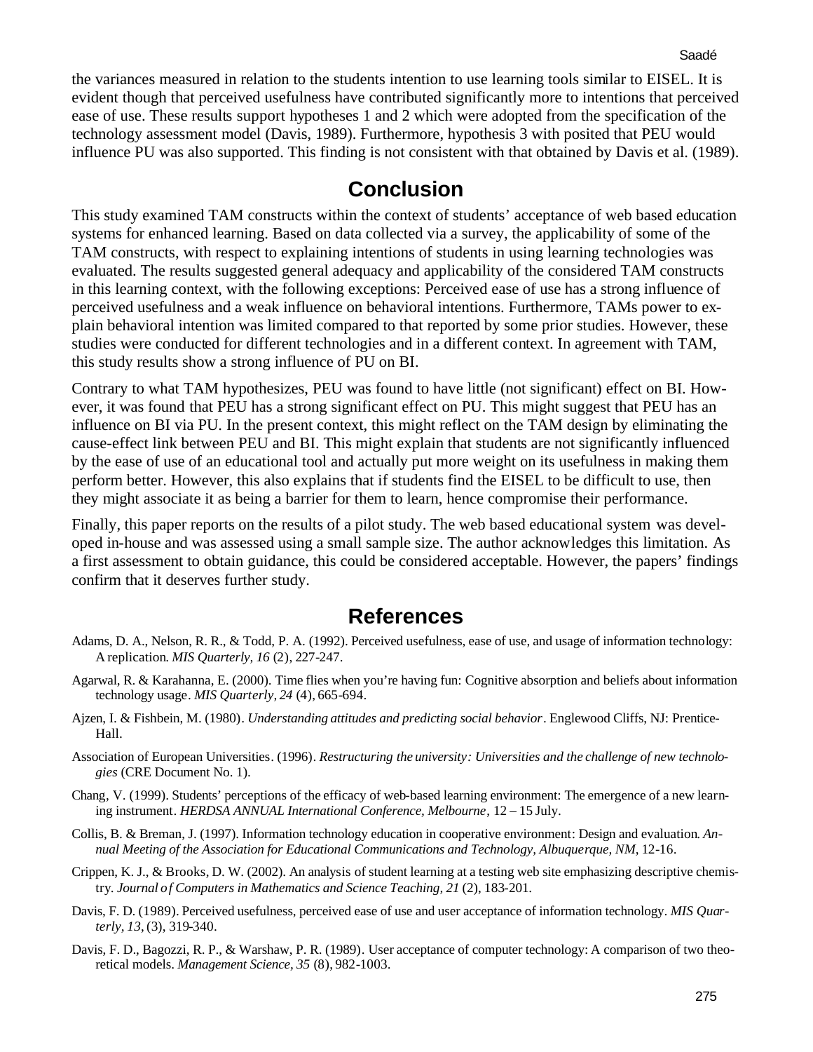the variances measured in relation to the students intention to use learning tools similar to EISEL. It is evident though that perceived usefulness have contributed significantly more to intentions that perceived ease of use. These results support hypotheses 1 and 2 which were adopted from the specification of the technology assessment model (Davis, 1989). Furthermore, hypothesis 3 with posited that PEU would influence PU was also supported. This finding is not consistent with that obtained by Davis et al. (1989).

## Conclusion

This study examined TAM constructs within the context of students' acceptance of web based education systems for enhanced learning. Based on data collected via a survey, the applicability of some of the TAM constructs, with respect to explaining intentions of students in using learning technologies was evaluated. The results suggested general adequacy and applicability of the considered TAM constructs in this learning context, with the following exceptions: Perceived ease of use has a strong influence of perceived usefulness and a weak influence on behavioral intentions. Furthermore, TAMs power to explain behavioral intention was limited compared to that reported by some prior studies. However, these studies were conducted for different technologies and in a different context. In agreement with TAM, this study results show a strong influence of PU on BI.

Contrary to what TAM hypothesizes, PEU was found to have little (not significant) effect on BI. However, it was found that PEU has a strong significant effect on PU. This might suggest that PEU has an influence on BI via PU. In the present context, this might reflect on the TAM design by eliminating the cause-effect link between PEU and BI. This might explain that students are not significantly influenced by the ease of use of an educational tool and actually put more weight on its usefulness in making them perform better. However, this also explains that if students find the EISEL to be difficult to use, then they might associate it as being a barrier for them to learn, hence compromise their performance.

Finally, this paper reports on the results of a pilot study. The web based educational system was developed in-house and was assessed using a small sample size. The author acknowledges this limitation. As a first assessment to obtain guidance, this could be considered acceptable. However, the papers' findings confirm that it deserves further study.

## References

Adams, D. A., Nelson, R. R., & Todd, P. A. (1992). Perceived usefulness, ease of use, and usage of information technology: A replication. *MIS Quarterly, 16* (2), 227-247.

Agarwal, R. & Karahanna, E. (2000). Time flies when you're having fun: Cognitive absorption and beliefs about information technology usage. *MIS Quarterly, 24* (4), 665-694.

Ajzen, I. & Fishbein, M. (1980). *Understanding attitudes and predicting social behavior*. Englewood Cliffs, NJ: Prentice-Hall.

Association of European Universities. (1996). *Restructuring the university: Universities and the challenge of new technologies* (CRE Document No. 1).

Chang, V. (1999). Students' perceptions of the efficacy of web-based learning environment: The emergence of a new learning instrument. *HERDSA ANNUAL International Conference, Melbourne*, 12 – 15 July.

Collis, B. & Breman, J. (1997). Information technology education in cooperative environment: Design and evaluation. *Annual Meeting of the Association for Educational Communications and Technology, Albuquerque, NM*, 12-16.

Crippen, K. J., & Brooks, D. W. (2002). An analysis of student learning at a testing web site emphasizing descriptive chemistry. *Journal of Computers in Mathematics and Science Teaching, 21* (2), 183-201.

Davis, F. D. (1989). Perceived usefulness, perceived ease of use and user acceptance of information technology. *MIS Quarterly, 13*, (3), 319-340.

Davis, F. D., Bagozzi, R. P., & Warshaw, P. R. (1989). User acceptance of computer technology: A comparison of two theoretical models. *Management Science, 35* (8), 982-1003.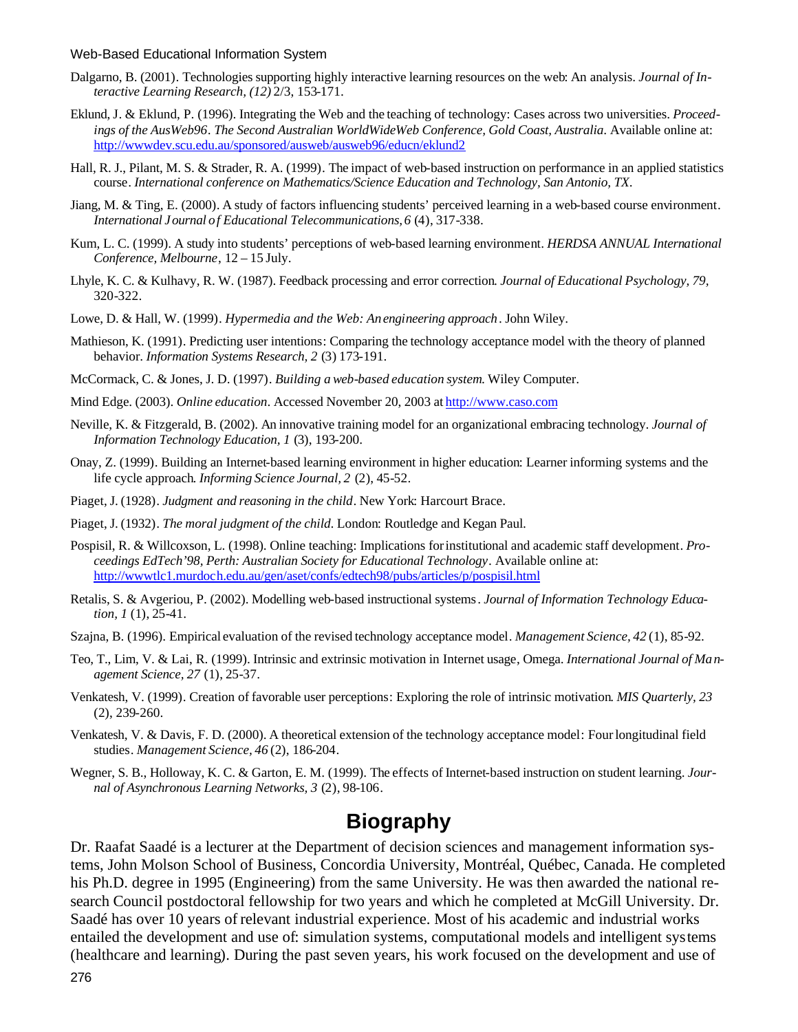Dalgarno, B. (2001). Technologies supporting highly interactive learning resources on the web: An analysis. *Journal of Interactive Learning Research, (12)* 2/3, 153-171.

Eklund, J. & Eklund, P. (1996). Integrating the Web and the teaching of technology: Cases across two universities. *Proceedings of the AusWeb96. The Second Australian WorldWideWeb Conference, Gold Coast, Australia.* Available online at: http://wwwdev.scu.edu.au/sponsored/ausweb/ausweb96/educn/eklund2

Hall, R. J., Pilant, M. S. & Strader, R. A. (1999). The impact of web-based instruction on performance in an applied statistics course. *International conference on Mathematics/Science Education and Technology, San Antonio, TX.*

Jiang, M. & Ting, E. (2000). A study of factors influencing students' perceived learning in a web-based course environment. *International Journal of Educational Telecommunications, 6* (4), 317-338.

Kum, L. C. (1999). A study into students' perceptions of web-based learning environment. *HERDSA ANNUAL International Conference, Melbourne*, 12 – 15 July.

Lhyle, K. C. & Kulhavy, R. W. (1987). Feedback processing and error correction. *Journal of Educational Psychology, 79,* 320-322.

Lowe, D. & Hall, W. (1999). *Hypermedia and the Web: An engineering approach*. John Wiley.

Mathieson, K. (1991). Predicting user intentions: Comparing the technology acceptance model with the theory of planned behavior. *Information Systems Research, 2* (3) 173-191.

McCormack, C. & Jones, J. D. (1997). *Building a web-based education system.* Wiley Computer.

Mind Edge. (2003). *Online education.* Accessed November 20, 2003 at http://www.caso.com

Neville, K. & Fitzgerald, B. (2002). An innovative training model for an organizational embracing technology. *Journal of Information Technology Education, 1* (3), 193-200.

Onay, Z. (1999). Building an Internet-based learning environment in higher education: Learner informing systems and the life cycle approach. *Informing Science Journal, 2* (2), 45-52.

Piaget, J. (1928). *Judgment and reasoning in the child*. New York: Harcourt Brace.

Piaget, J. (1932). *The moral judgment of the child.* London: Routledge and Kegan Paul.

Pospisil, R. & Willcoxson, L. (1998). Online teaching: Implications for institutional and academic staff development. *Proceedings EdTech'98, Perth: Australian Society for Educational Technology*. Available online at: http://wwwtlc1.murdoch.edu.au/gen/aset/confs/edtech98/pubs/articles/p/pospisil.html

Retalis, S. & Avgeriou, P. (2002). Modelling web-based instructional systems. *Journal of Information Technology Education, 1* (1), 25-41.

Szajna, B. (1996). Empirical evaluation of the revised technology acceptance model. *Management Science, 42* (1), 85-92.

Teo, T., Lim, V. & Lai, R. (1999). Intrinsic and extrinsic motivation in Internet usage, Omega. *International Journal of Management Science, 27* (1), 25-37.

Venkatesh, V. (1999). Creation of favorable user perceptions: Exploring the role of intrinsic motivation. *MIS Quarterly, 23* (2), 239-260.

Venkatesh, V. & Davis, F. D. (2000). A theoretical extension of the technology acceptance model: Four longitudinal field studies. *Management Science, 46* (2), 186-204.

Wegner, S. B., Holloway, K. C. & Garton, E. M. (1999). The effects of Internet-based instruction on student learning. *Journal of Asynchronous Learning Networks, 3* (2), 98-106.

# Biography

Dr. Raafat Saadé is a lecturer at the Department of decision sciences and management information systems, John Molson School of Business, Concordia University, Montréal, Québec, Canada. He completed his Ph.D. degree in 1995 (Engineering) from the same University. He was then awarded the national research Council postdoctoral fellowship for two years and which he completed at McGill University. Dr. Saadé has over 10 years of relevant industrial experience. Most of his academic and industrial works entailed the development and use of: simulation systems, computational models and intelligent systems (healthcare and learning). During the past seven years, his work focused on the development and use of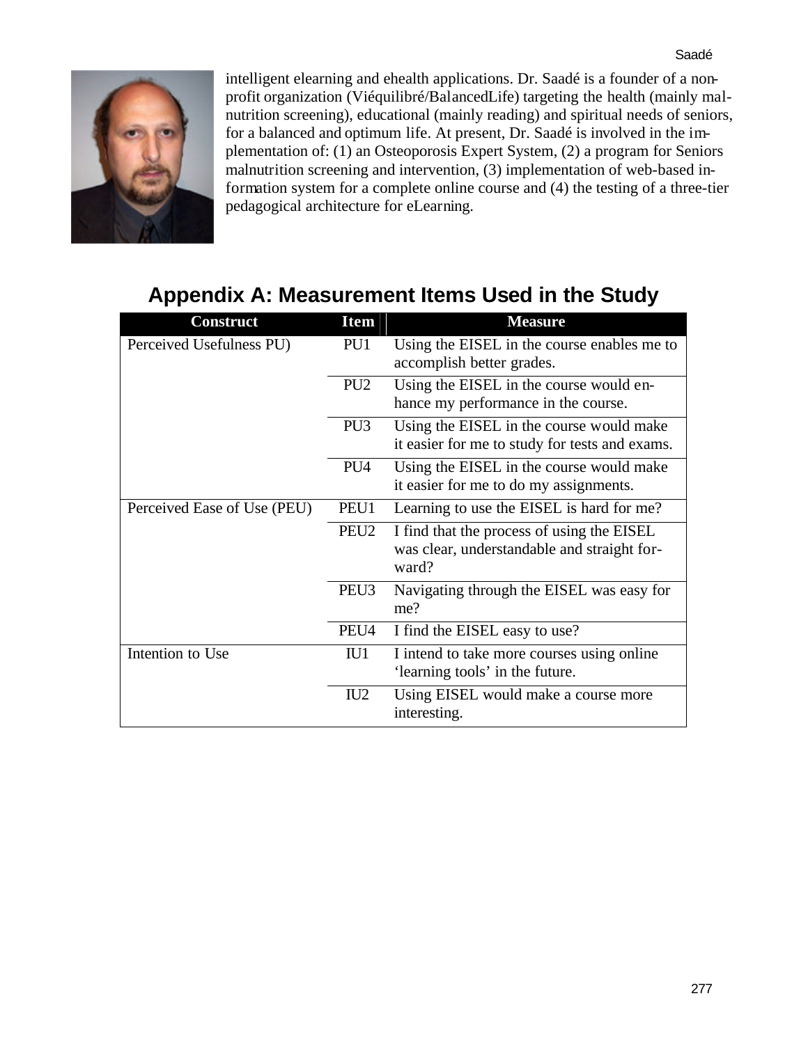intelligent elearning and ehealth applications. Dr. Saadé is a founder of a non-profit organization (Viéquilibré/BalancedLife) targeting the health (mainly malnutrition screening), educational (mainly reading) and spiritual needs of seniors, for a balanced and optimum life. At present, Dr. Saadé is involved in the implementation of: (1) an Osteoporosis Expert System, (2) a program for Seniors malnutrition screening and intervention, (3) implementation of web-based information system for a complete online course and (4) the testing of a three-tier pedagogical architecture for eLearning.

## Appendix A: Measurement Items Used in the Study

| Construct | Item | Measure |
|---|---|---|
| Perceived Usefulness PU) | PU1 | Using the EISEL in the course enables me to accomplish better grades. |
| | PU2 | Using the EISEL in the course would enhance my performance in the course. |
| | PU3 | Using the EISEL in the course would make it easier for me to study for tests and exams. |
| | PU4 | Using the EISEL in the course would make it easier for me to do my assignments. |
| Perceived Ease of Use (PEU) | PEU1 | Learning to use the EISEL is hard for me? |
| | PEU2 | I find that the process of using the EISEL was clear, understandable and straight forward? |
| | PEU3 | Navigating through the EISEL was easy for me? |
| | PEU4 | I find the EISEL easy to use? |
| Intention to Use | IU1 | I intend to take more courses using online 'learning tools' in the future. |
| | IU2 | Using EISEL would make a course more interesting. |